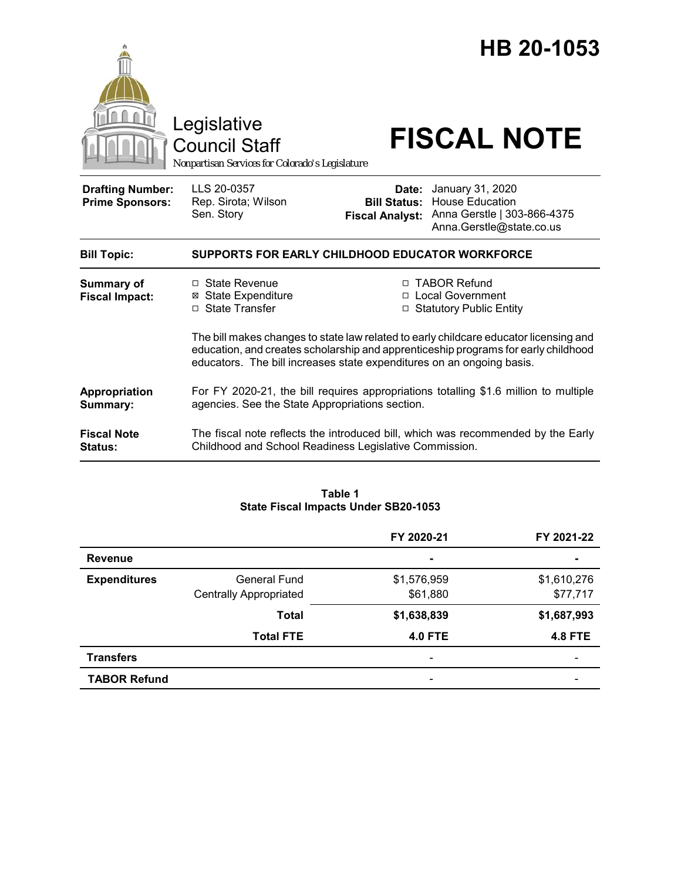# HB 20-1053

Legislative Council Staff
*Nonpartisan Services for Colorado's Legislature*

# FISCAL NOTE

| | | | |
|---|---|---|---|
| **Drafting Number:** | LLS 20-0357 | **Date:** | January 31, 2020 |
| **Prime Sponsors:** | Rep. Sirota; Wilson<br>Sen. Story | **Bill Status:** | House Education |
| | | **Fiscal Analyst:** | Anna Gerstle \| 303-866-4375<br>Anna.Gerstle@state.co.us |

| | |
|---|---|
| **Bill Topic:** | **SUPPORTS FOR EARLY CHILDHOOD EDUCATOR WORKFORCE** |
| **Summary of Fiscal Impact:** | ☐ State Revenue ☒ State Expenditure ☐ State Transfer ☐ TABOR Refund ☐ Local Government ☐ Statutory Public Entity<br><br>The bill makes changes to state law related to early childcare educator licensing and education, and creates scholarship and apprenticeship programs for early childhood educators. The bill increases state expenditures on an ongoing basis. |
| **Appropriation Summary:** | For FY 2020-21, the bill requires appropriations totalling $1.6 million to multiple agencies. See the State Appropriations section. |
| **Fiscal Note Status:** | The fiscal note reflects the introduced bill, which was recommended by the Early Childhood and School Readiness Legislative Commission. |

**Table 1**
**State Fiscal Impacts Under SB20-1053**

| | | FY 2020-21 | FY 2021-22 |
|---|---|---|---|
| **Revenue** | | - | - |
| **Expenditures** | General Fund | $1,576,959 | $1,610,276 |
| | Centrally Appropriated | $61,880 | $77,717 |
| | **Total** | **$1,638,839** | **$1,687,993** |
| | **Total FTE** | **4.0 FTE** | **4.8 FTE** |
| **Transfers** | | - | - |
| **TABOR Refund** | | - | - |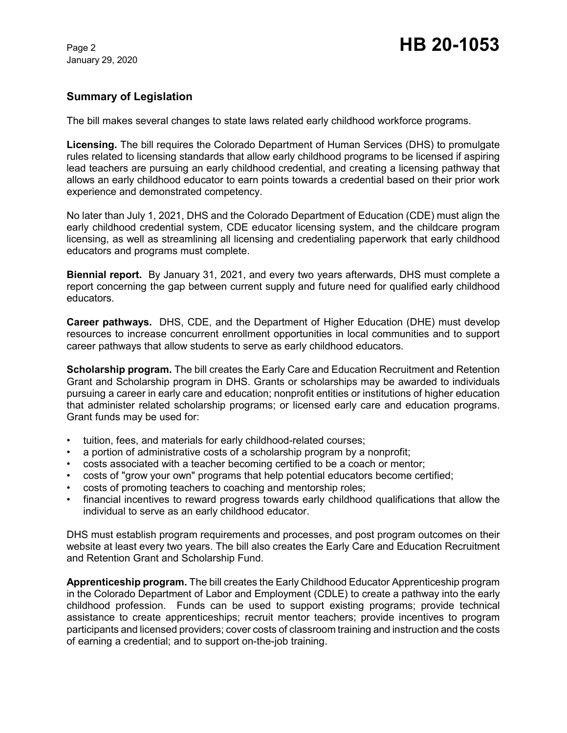## Summary of Legislation

The bill makes several changes to state laws related early childhood workforce programs.

**Licensing.** The bill requires the Colorado Department of Human Services (DHS) to promulgate rules related to licensing standards that allow early childhood programs to be licensed if aspiring lead teachers are pursuing an early childhood credential, and creating a licensing pathway that allows an early childhood educator to earn points towards a credential based on their prior work experience and demonstrated competency.

No later than July 1, 2021, DHS and the Colorado Department of Education (CDE) must align the early childhood credential system, CDE educator licensing system, and the childcare program licensing, as well as streamlining all licensing and credentialing paperwork that early childhood educators and programs must complete.

**Biennial report.** By January 31, 2021, and every two years afterwards, DHS must complete a report concerning the gap between current supply and future need for qualified early childhood educators.

**Career pathways.** DHS, CDE, and the Department of Higher Education (DHE) must develop resources to increase concurrent enrollment opportunities in local communities and to support career pathways that allow students to serve as early childhood educators.

**Scholarship program.** The bill creates the Early Care and Education Recruitment and Retention Grant and Scholarship program in DHS. Grants or scholarships may be awarded to individuals pursuing a career in early care and education; nonprofit entities or institutions of higher education that administer related scholarship programs; or licensed early care and education programs. Grant funds may be used for:

- tuition, fees, and materials for early childhood-related courses;
- a portion of administrative costs of a scholarship program by a nonprofit;
- costs associated with a teacher becoming certified to be a coach or mentor;
- costs of "grow your own" programs that help potential educators become certified;
- costs of promoting teachers to coaching and mentorship roles;
- financial incentives to reward progress towards early childhood qualifications that allow the individual to serve as an early childhood educator.

DHS must establish program requirements and processes, and post program outcomes on their website at least every two years. The bill also creates the Early Care and Education Recruitment and Retention Grant and Scholarship Fund.

**Apprenticeship program.** The bill creates the Early Childhood Educator Apprenticeship program in the Colorado Department of Labor and Employment (CDLE) to create a pathway into the early childhood profession. Funds can be used to support existing programs; provide technical assistance to create apprenticeships; recruit mentor teachers; provide incentives to program participants and licensed providers; cover costs of classroom training and instruction and the costs of earning a credential; and to support on-the-job training.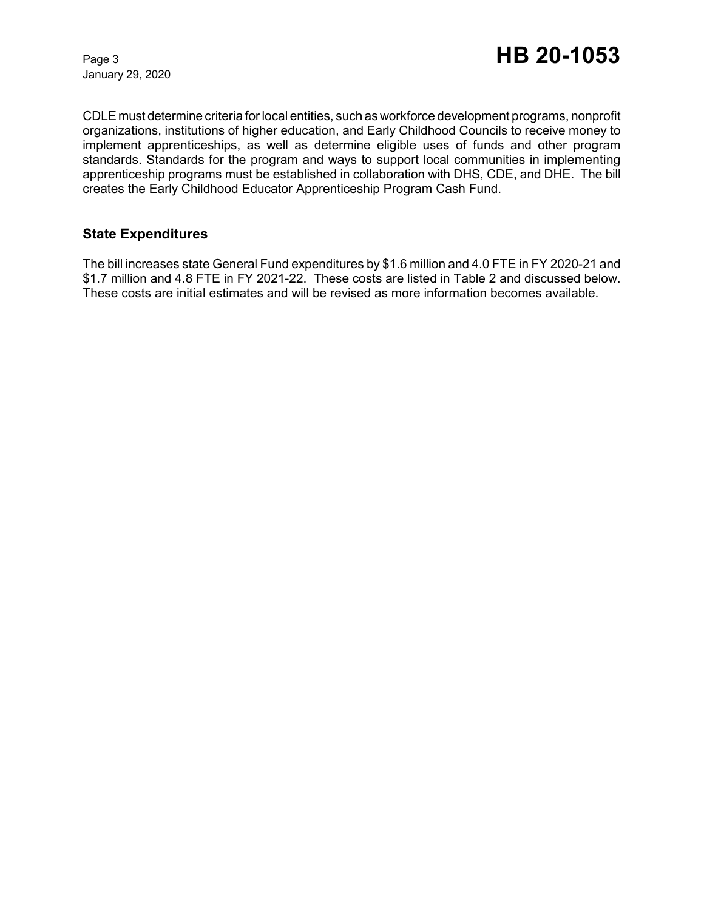CDLE must determine criteria for local entities, such as workforce development programs, nonprofit organizations, institutions of higher education, and Early Childhood Councils to receive money to implement apprenticeships, as well as determine eligible uses of funds and other program standards. Standards for the program and ways to support local communities in implementing apprenticeship programs must be established in collaboration with DHS, CDE, and DHE. The bill creates the Early Childhood Educator Apprenticeship Program Cash Fund.

## State Expenditures

The bill increases state General Fund expenditures by $1.6 million and 4.0 FTE in FY 2020-21 and $1.7 million and 4.8 FTE in FY 2021-22. These costs are listed in Table 2 and discussed below. These costs are initial estimates and will be revised as more information becomes available.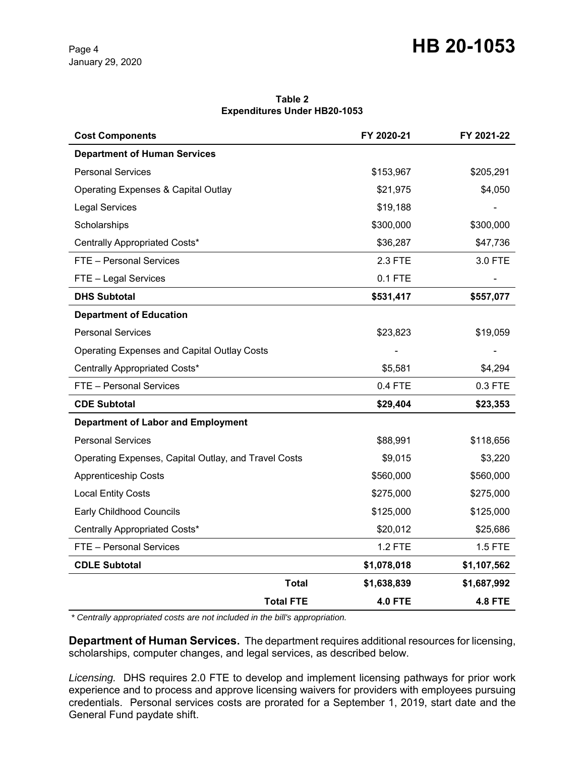**Table 2**
**Expenditures Under HB20-1053**

| Cost Components | FY 2020-21 | FY 2021-22 |
|---|---|---|
| **Department of Human Services** | | |
| Personal Services | $153,967 | $205,291 |
| Operating Expenses & Capital Outlay | $21,975 | $4,050 |
| Legal Services | $19,188 | - |
| Scholarships | $300,000 | $300,000 |
| Centrally Appropriated Costs* | $36,287 | $47,736 |
| FTE – Personal Services | 2.3 FTE | 3.0 FTE |
| FTE – Legal Services | 0.1 FTE | - |
| **DHS Subtotal** | **$531,417** | **$557,077** |
| **Department of Education** | | |
| Personal Services | $23,823 | $19,059 |
| Operating Expenses and Capital Outlay Costs | - | - |
| Centrally Appropriated Costs* | $5,581 | $4,294 |
| FTE – Personal Services | 0.4 FTE | 0.3 FTE |
| **CDE Subtotal** | **$29,404** | **$23,353** |
| **Department of Labor and Employment** | | |
| Personal Services | $88,991 | $118,656 |
| Operating Expenses, Capital Outlay, and Travel Costs | $9,015 | $3,220 |
| Apprenticeship Costs | $560,000 | $560,000 |
| Local Entity Costs | $275,000 | $275,000 |
| Early Childhood Councils | $125,000 | $125,000 |
| Centrally Appropriated Costs* | $20,012 | $25,686 |
| FTE – Personal Services | 1.2 FTE | 1.5 FTE |
| **CDLE Subtotal** | **$1,078,018** | **$1,107,562** |
| **Total** | **$1,638,839** | **$1,687,992** |
| **Total FTE** | **4.0 FTE** | **4.8 FTE** |

*\* Centrally appropriated costs are not included in the bill's appropriation.*

**Department of Human Services.** The department requires additional resources for licensing, scholarships, computer changes, and legal services, as described below.

*Licensing.* DHS requires 2.0 FTE to develop and implement licensing pathways for prior work experience and to process and approve licensing waivers for providers with employees pursuing credentials. Personal services costs are prorated for a September 1, 2019, start date and the General Fund paydate shift.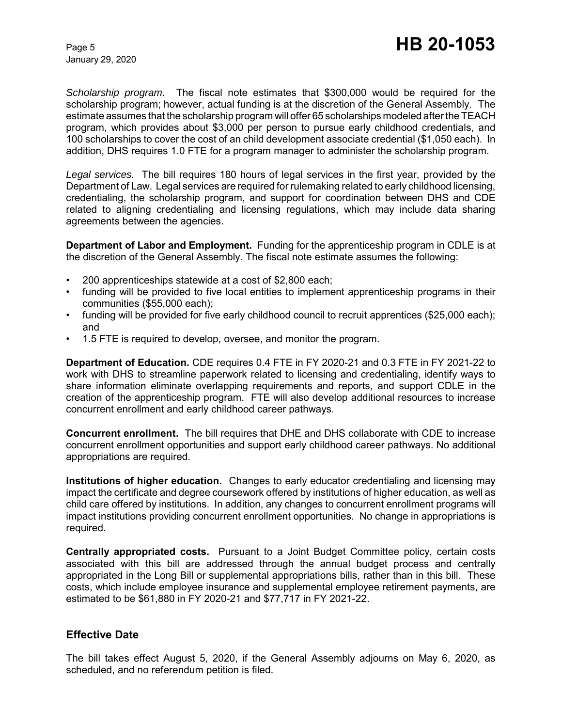*Scholarship program.* The fiscal note estimates that \$300,000 would be required for the scholarship program; however, actual funding is at the discretion of the General Assembly. The estimate assumes that the scholarship program will offer 65 scholarships modeled after the TEACH program, which provides about \$3,000 per person to pursue early childhood credentials, and 100 scholarships to cover the cost of an child development associate credential (\$1,050 each). In addition, DHS requires 1.0 FTE for a program manager to administer the scholarship program.

*Legal services.* The bill requires 180 hours of legal services in the first year, provided by the Department of Law. Legal services are required for rulemaking related to early childhood licensing, credentialing, the scholarship program, and support for coordination between DHS and CDE related to aligning credentialing and licensing regulations, which may include data sharing agreements between the agencies.

**Department of Labor and Employment.** Funding for the apprenticeship program in CDLE is at the discretion of the General Assembly. The fiscal note estimate assumes the following:

- 200 apprenticeships statewide at a cost of \$2,800 each;
- funding will be provided to five local entities to implement apprenticeship programs in their communities (\$55,000 each);
- funding will be provided for five early childhood council to recruit apprentices (\$25,000 each); and
- 1.5 FTE is required to develop, oversee, and monitor the program.

**Department of Education.** CDE requires 0.4 FTE in FY 2020-21 and 0.3 FTE in FY 2021-22 to work with DHS to streamline paperwork related to licensing and credentialing, identify ways to share information eliminate overlapping requirements and reports, and support CDLE in the creation of the apprenticeship program. FTE will also develop additional resources to increase concurrent enrollment and early childhood career pathways.

**Concurrent enrollment.** The bill requires that DHE and DHS collaborate with CDE to increase concurrent enrollment opportunities and support early childhood career pathways. No additional appropriations are required.

**Institutions of higher education.** Changes to early educator credentialing and licensing may impact the certificate and degree coursework offered by institutions of higher education, as well as child care offered by institutions. In addition, any changes to concurrent enrollment programs will impact institutions providing concurrent enrollment opportunities. No change in appropriations is required.

**Centrally appropriated costs.** Pursuant to a Joint Budget Committee policy, certain costs associated with this bill are addressed through the annual budget process and centrally appropriated in the Long Bill or supplemental appropriations bills, rather than in this bill. These costs, which include employee insurance and supplemental employee retirement payments, are estimated to be \$61,880 in FY 2020-21 and \$77,717 in FY 2021-22.

## Effective Date

The bill takes effect August 5, 2020, if the General Assembly adjourns on May 6, 2020, as scheduled, and no referendum petition is filed.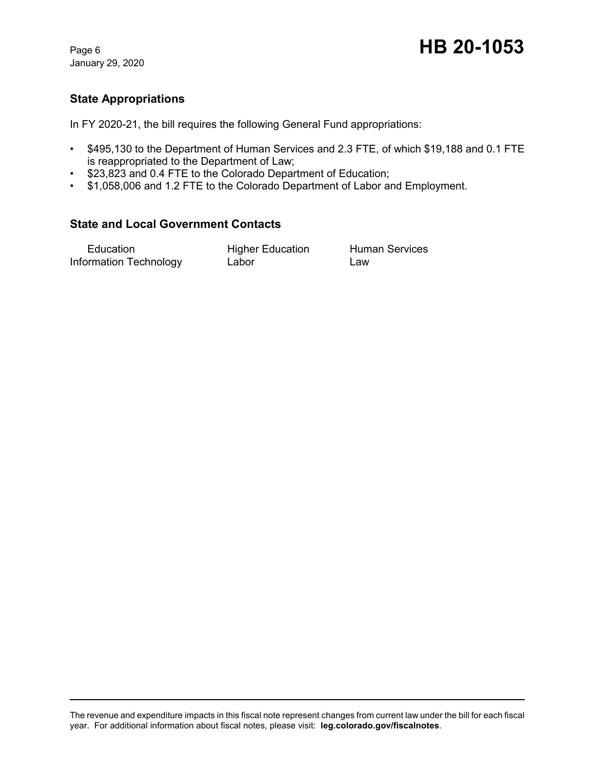## State Appropriations

In FY 2020-21, the bill requires the following General Fund appropriations:

- $495,130 to the Department of Human Services and 2.3 FTE, of which $19,188 and 0.1 FTE is reappropriated to the Department of Law;
- $23,823 and 0.4 FTE to the Colorado Department of Education;
- $1,058,006 and 1.2 FTE to the Colorado Department of Labor and Employment.

## State and Local Government Contacts

| | | |
|---|---|---|
| Education | Higher Education | Human Services |
| Information Technology | Labor | Law |

The revenue and expenditure impacts in this fiscal note represent changes from current law under the bill for each fiscal year. For additional information about fiscal notes, please visit: **leg.colorado.gov/fiscalnotes**.